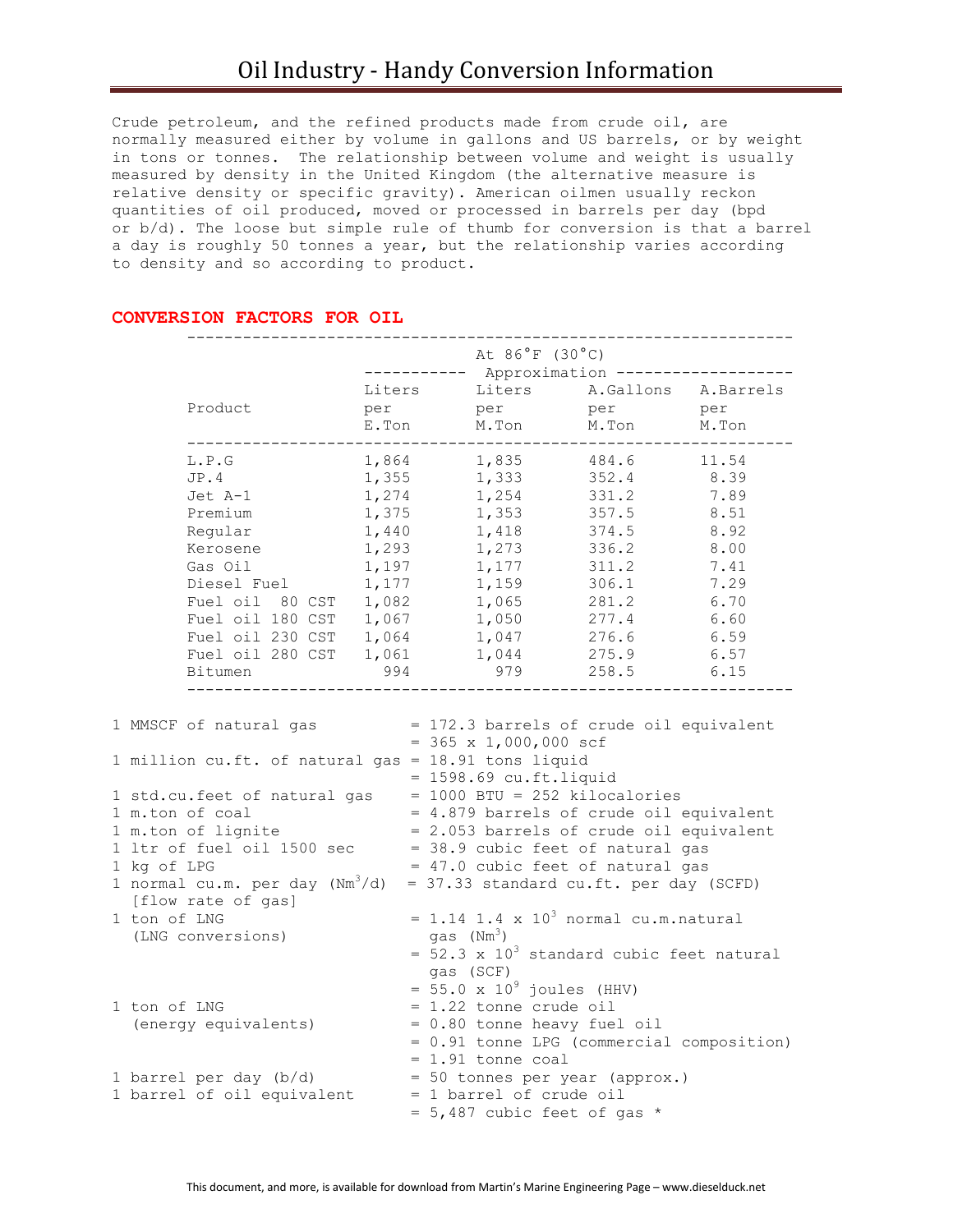# Oil Industry - Handy Conversion Information

Crude petroleum, and the refined products made from crude oil, are normally measured either by volume in gallons and US barrels, or by weight in tons or tonnes. The relationship between volume and weight is usually measured by density in the United Kingdom (the alternative measure is relative density or specific gravity). American oilmen usually reckon quantities of oil produced, moved or processed in barrels per day (bpd or b/d). The loose but simple rule of thumb for conversion is that a barrel a day is roughly 50 tonnes a year, but the relationship varies according to density and so according to product.

## CONVERSION FACTORS FOR OIL

| | At 86°F (30°C) | | | |
|---|---|---|---|---|
| | Approximation | | | |
| Product | Liters per E.Ton | Liters per M.Ton | A.Gallons per M.Ton | A.Barrels per M.Ton |
| L.P.G | 1,864 | 1,835 | 484.6 | 11.54 |
| JP.4 | 1,355 | 1,333 | 352.4 | 8.39 |
| Jet A-1 | 1,274 | 1,254 | 331.2 | 7.89 |
| Premium | 1,375 | 1,353 | 357.5 | 8.51 |
| Regular | 1,440 | 1,418 | 374.5 | 8.92 |
| Kerosene | 1,293 | 1,273 | 336.2 | 8.00 |
| Gas Oil | 1,197 | 1,177 | 311.2 | 7.41 |
| Diesel Fuel | 1,177 | 1,159 | 306.1 | 7.29 |
| Fuel oil 80 CST | 1,082 | 1,065 | 281.2 | 6.70 |
| Fuel oil 180 CST | 1,067 | 1,050 | 277.4 | 6.60 |
| Fuel oil 230 CST | 1,064 | 1,047 | 276.6 | 6.59 |
| Fuel oil 280 CST | 1,061 | 1,044 | 275.9 | 6.57 |
| Bitumen | 994 | 979 | 258.5 | 6.15 |

| | |
|---|---|
| 1 MMSCF of natural gas | = 172.3 barrels of crude oil equivalent |
| | = 365 x 1,000,000 scf |
| 1 million cu.ft. of natural gas | = 18.91 tons liquid |
| | = 1598.69 cu.ft.liquid |
| 1 std.cu.feet of natural gas | = 1000 BTU = 252 kilocalories |
| 1 m.ton of coal | = 4.879 barrels of crude oil equivalent |
| 1 m.ton of lignite | = 2.053 barrels of crude oil equivalent |
| 1 ltr of fuel oil 1500 sec | = 38.9 cubic feet of natural gas |
| 1 kg of LPG | = 47.0 cubic feet of natural gas |
| 1 normal cu.m. per day ($Nm^3/d$) [flow rate of gas] | = 37.33 standard cu.ft. per day (SCFD) |
| 1 ton of LNG (LNG conversions) | = 1.14 1.4 x $10^3$ normal cu.m.natural gas ($Nm^3$) |
| | = 52.3 x $10^3$ standard cubic feet natural gas (SCF) |
| | = 55.0 x $10^9$ joules (HHV) |
| 1 ton of LNG (energy equivalents) | = 1.22 tonne crude oil |
| | = 0.80 tonne heavy fuel oil |
| | = 0.91 tonne LPG (commercial composition) |
| | = 1.91 tonne coal |
| 1 barrel per day (b/d) | = 50 tonnes per year (approx.) |
| 1 barrel of oil equivalent | = 1 barrel of crude oil |
| | = 5,487 cubic feet of gas * |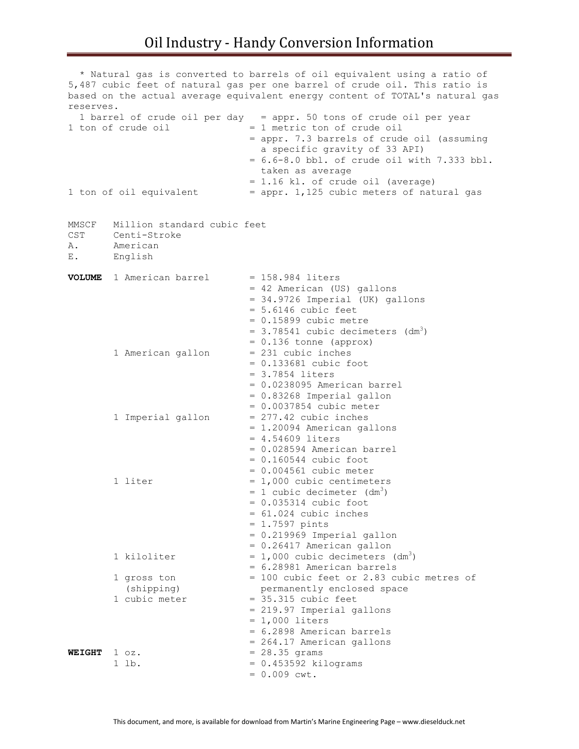# Oil Industry - Handy Conversion Information

\* Natural gas is converted to barrels of oil equivalent using a ratio of 5,487 cubic feet of natural gas per one barrel of crude oil. This ratio is based on the actual average equivalent energy content of TOTAL's natural gas reserves.

| | |
|---|---|
| 1 barrel of crude oil per day | = appr. 50 tons of crude oil per year |
| 1 ton of crude oil | = 1 metric ton of crude oil |
| | = appr. 7.3 barrels of crude oil (assuming a specific gravity of 33 API) |
| | = 6.6-8.0 bbl. of crude oil with 7.333 bbl. taken as average |
| | = 1.16 kl. of crude oil (average) |
| 1 ton of oil equivalent | = appr. 1,125 cubic meters of natural gas |

| | |
|---|---|
| MMSCF | Million standard cubic feet |
| CST | Centi-Stroke |
| A. | American |
| E. | English |

| | | |
|---|---|---|
| **VOLUME** | 1 American barrel | = 158.984 liters |
| | | = 42 American (US) gallons |
| | | = 34.9726 Imperial (UK) gallons |
| | | = 5.6146 cubic feet |
| | | = 0.15899 cubic metre |
| | | = 3.78541 cubic decimeters ($dm^3$) |
| | | = 0.136 tonne (approx) |
| | 1 American gallon | = 231 cubic inches |
| | | = 0.133681 cubic foot |
| | | = 3.7854 liters |
| | | = 0.0238095 American barrel |
| | | = 0.83268 Imperial gallon |
| | | = 0.0037854 cubic meter |
| | 1 Imperial gallon | = 277.42 cubic inches |
| | | = 1.20094 American gallons |
| | | = 4.54609 liters |
| | | = 0.028594 American barrel |
| | | = 0.160544 cubic foot |
| | | = 0.004561 cubic meter |
| | 1 liter | = 1,000 cubic centimeters |
| | | = 1 cubic decimeter ($dm^3$) |
| | | = 0.035314 cubic foot |
| | | = 61.024 cubic inches |
| | | = 1.7597 pints |
| | | = 0.219969 Imperial gallon |
| | | = 0.26417 American gallon |
| | 1 kiloliter | = 1,000 cubic decimeters ($dm^3$) |
| | | = 6.28981 American barrels |
| | 1 gross ton (shipping) | = 100 cubic feet or 2.83 cubic metres of permanently enclosed space |
| | 1 cubic meter | = 35.315 cubic feet |
| | | = 219.97 Imperial gallons |
| | | = 1,000 liters |
| | | = 6.2898 American barrels |
| | | = 264.17 American gallons |
| **WEIGHT** | 1 oz. | = 28.35 grams |
| | 1 lb. | = 0.453592 kilograms |
| | | = 0.009 cwt. |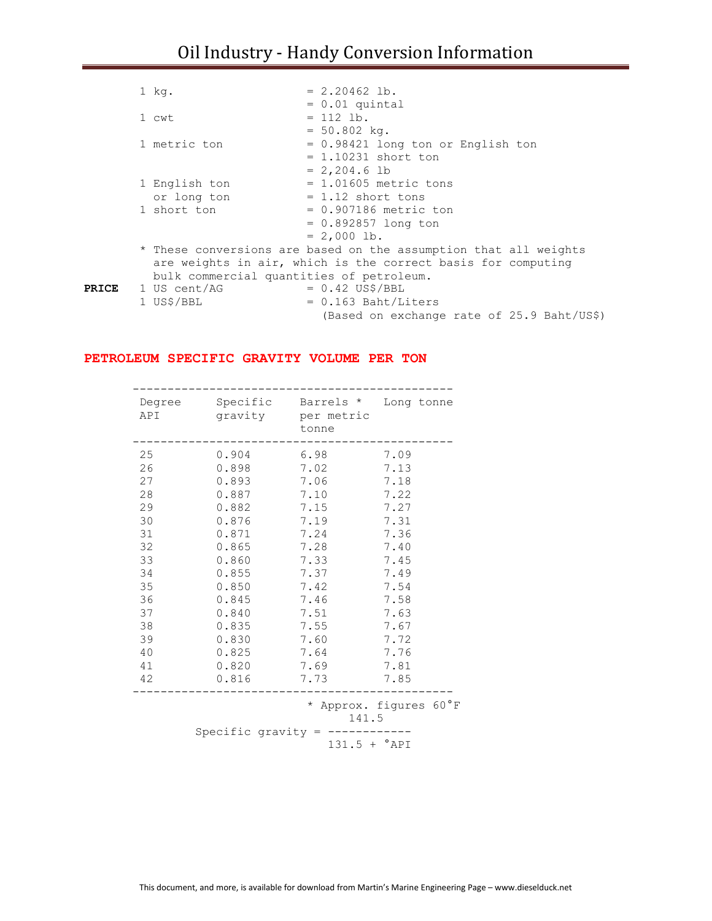# Oil Industry - Handy Conversion Information

| | | |
|---|---|---|
| | 1 kg. | = 2.20462 lb. |
| | | = 0.01 quintal |
| | 1 cwt | = 112 lb. |
| | | = 50.802 kg. |
| | 1 metric ton | = 0.98421 long ton or English ton |
| | | = 1.10231 short ton |
| | | = 2,204.6 lb |
| | 1 English ton or long ton | = 1.01605 metric tons |
| | | = 1.12 short tons |
| | 1 short ton | = 0.907186 metric ton |
| | | = 0.892857 long ton |
| | | = 2,000 lb. |

* These conversions are based on the assumption that all weights are weights in air, which is the correct basis for computing bulk commercial quantities of petroleum.

| | | |
|---|---|---|
| **PRICE** | 1 US cent/AG | = 0.42 US$/BBL |
| | 1 US$/BBL | = 0.163 Baht/Liters (Based on exchange rate of 25.9 Baht/US$) |

## PETROLEUM SPECIFIC GRAVITY VOLUME PER TON

| Degree API | Specific gravity | Barrels * per metric tonne | Long tonne |
|---|---|---|---|
| 25 | 0.904 | 6.98 | 7.09 |
| 26 | 0.898 | 7.02 | 7.13 |
| 27 | 0.893 | 7.06 | 7.18 |
| 28 | 0.887 | 7.10 | 7.22 |
| 29 | 0.882 | 7.15 | 7.27 |
| 30 | 0.876 | 7.19 | 7.31 |
| 31 | 0.871 | 7.24 | 7.36 |
| 32 | 0.865 | 7.28 | 7.40 |
| 33 | 0.860 | 7.33 | 7.45 |
| 34 | 0.855 | 7.37 | 7.49 |
| 35 | 0.850 | 7.42 | 7.54 |
| 36 | 0.845 | 7.46 | 7.58 |
| 37 | 0.840 | 7.51 | 7.63 |
| 38 | 0.835 | 7.55 | 7.67 |
| 39 | 0.830 | 7.60 | 7.72 |
| 40 | 0.825 | 7.64 | 7.76 |
| 41 | 0.820 | 7.69 | 7.81 |
| 42 | 0.816 | 7.73 | 7.85 |

* Approx. figures 60°F

$$\text{Specific gravity} = \frac{141.5}{131.5 + °\text{API}}$$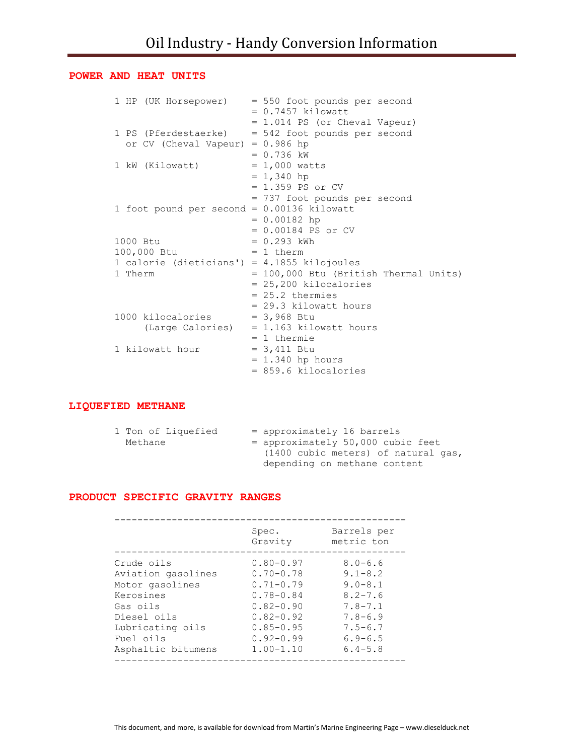## POWER AND HEAT UNITS

```
1 HP (UK Horsepower)     = 550 foot pounds per second
                         = 0.7457 kilowatt
                         = 1.014 PS (or Cheval Vapeur)
1 PS (Pferdestaerke)     = 542 foot pounds per second
  or CV (Cheval Vapeur)  = 0.986 hp
                         = 0.736 kW
1 kW (Kilowatt)          = 1,000 watts
                         = 1,340 hp
                         = 1.359 PS or CV
                         = 737 foot pounds per second
1 foot pound per second  = 0.00136 kilowatt
                         = 0.00182 hp
                         = 0.00184 PS or CV
1000 Btu                 = 0.293 kWh
100,000 Btu              = 1 therm
1 calorie (dieticians')  = 4.1855 kilojoules
1 Therm                  = 100,000 Btu (British Thermal Units)
                         = 25,200 kilocalories
                         = 25.2 thermies
                         = 29.3 kilowatt hours
1000 kilocalories        = 3,968 Btu
     (Large Calories)    = 1.163 kilowatt hours
                         = 1 thermie
1 kilowatt hour          = 3,411 Btu
                         = 1.340 hp hours
                         = 859.6 kilocalories
```

## LIQUEFIED METHANE

```
1 Ton of Liquefied       = approximately 16 barrels
  Methane                = approximately 50,000 cubic feet
                           (1400 cubic meters) of natural gas,
                           depending on methane content
```

## PRODUCT SPECIFIC GRAVITY RANGES

| | Spec. Gravity | Barrels per metric ton |
|---|---|---|
| Crude oils | 0.80-0.97 | 8.0-6.6 |
| Aviation gasolines | 0.70-0.78 | 9.1-8.2 |
| Motor gasolines | 0.71-0.79 | 9.0-8.1 |
| Kerosines | 0.78-0.84 | 8.2-7.6 |
| Gas oils | 0.82-0.90 | 7.8-7.1 |
| Diesel oils | 0.82-0.92 | 7.8-6.9 |
| Lubricating oils | 0.85-0.95 | 7.5-6.7 |
| Fuel oils | 0.92-0.99 | 6.9-6.5 |
| Asphaltic bitumens | 1.00-1.10 | 6.4-5.8 |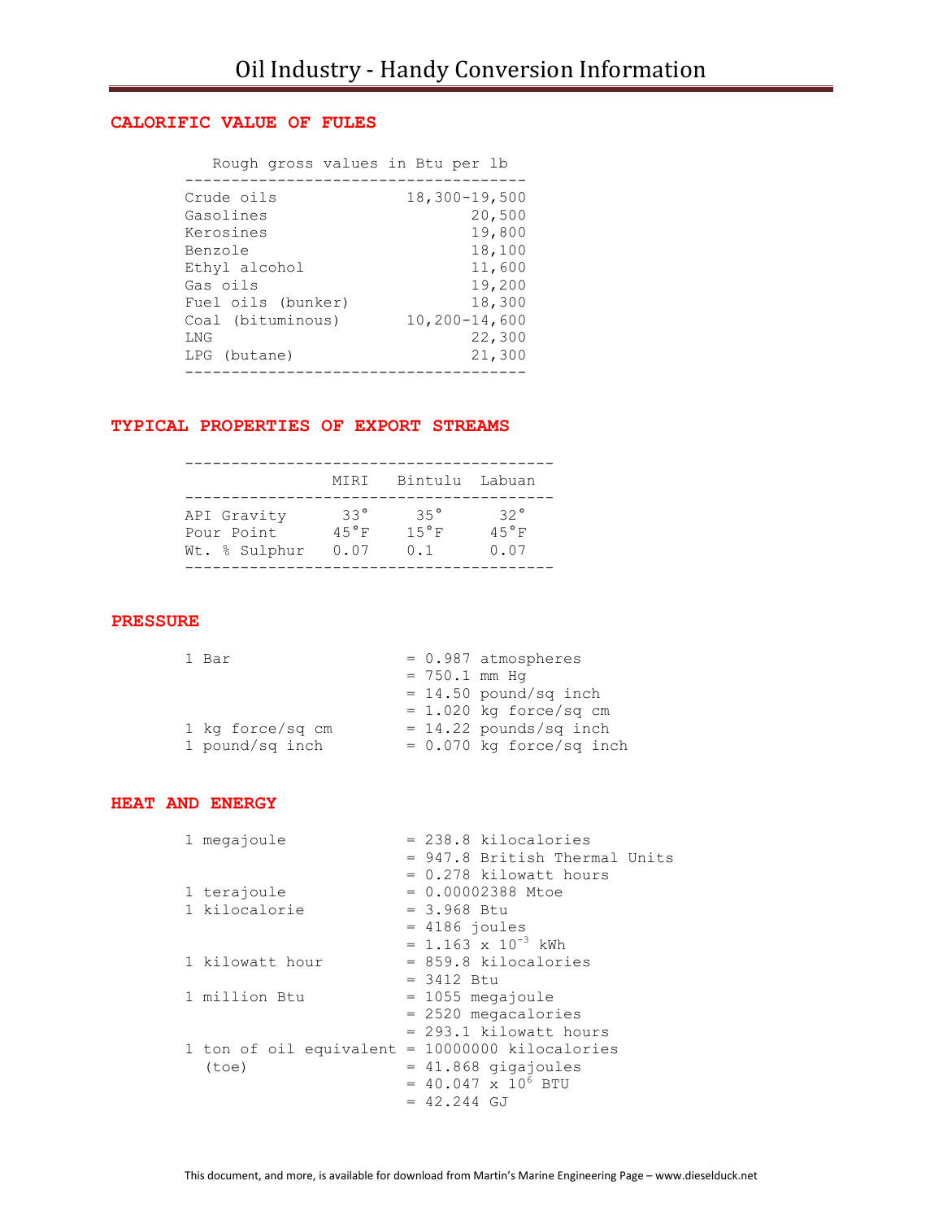# Oil Industry - Handy Conversion Information

## CALORIFIC VALUE OF FULES

Rough gross values in Btu per lb

| | |
|---|---|
| Crude oils | 18,300-19,500 |
| Gasolines | 20,500 |
| Kerosines | 19,800 |
| Benzole | 18,100 |
| Ethyl alcohol | 11,600 |
| Gas oils | 19,200 |
| Fuel oils (bunker) | 18,300 |
| Coal (bituminous) | 10,200-14,600 |
| LNG | 22,300 |
| LPG (butane) | 21,300 |

## TYPICAL PROPERTIES OF EXPORT STREAMS

| | MIRI | Bintulu | Labuan |
|---|---|---|---|
| API Gravity | 33° | 35° | 32° |
| Pour Point | 45°F | 15°F | 45°F |
| Wt. % Sulphur | 0.07 | 0.1 | 0.07 |

## PRESSURE

| | |
|---|---|
| 1 Bar | = 0.987 atmospheres |
| | = 750.1 mm Hg |
| | = 14.50 pound/sq inch |
| | = 1.020 kg force/sq cm |
| 1 kg force/sq cm | = 14.22 pounds/sq inch |
| 1 pound/sq inch | = 0.070 kg force/sq inch |

## HEAT AND ENERGY

| | |
|---|---|
| 1 megajoule | = 238.8 kilocalories |
| | = 947.8 British Thermal Units |
| | = 0.278 kilowatt hours |
| 1 terajoule | = 0.00002388 Mtoe |
| 1 kilocalorie | = 3.968 Btu |
| | = 4186 joules |
| | = $1.163 \times 10^{-3}$ kWh |
| 1 kilowatt hour | = 859.8 kilocalories |
| | = 3412 Btu |
| 1 million Btu | = 1055 megajoule |
| | = 2520 megacalories |
| | = 293.1 kilowatt hours |
| 1 ton of oil equivalent (toe) | = 10000000 kilocalories |
| | = 41.868 gigajoules |
| | = $40.047 \times 10^{6}$ BTU |
| | = 42.244 GJ |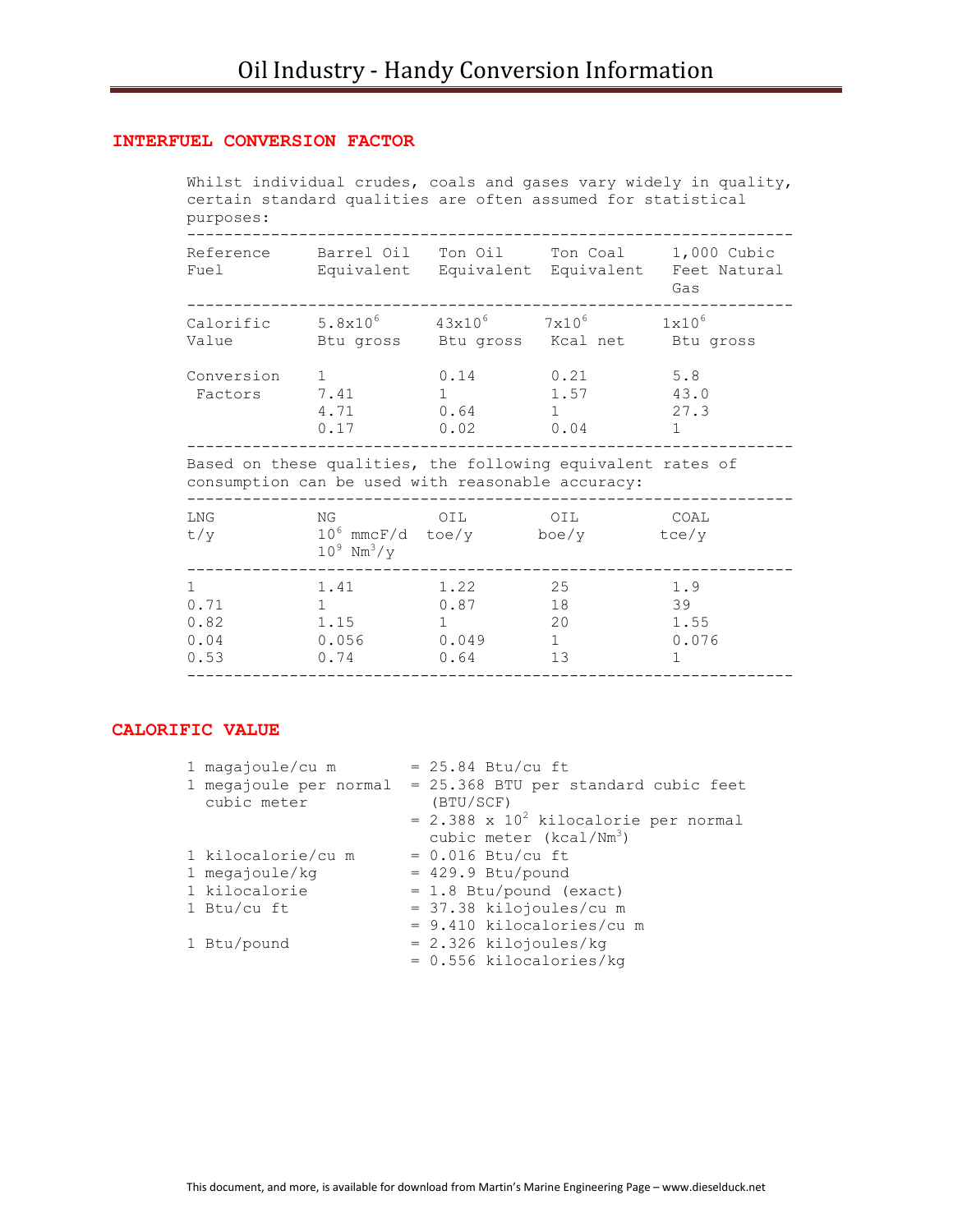# Oil Industry - Handy Conversion Information

## INTERFUEL CONVERSION FACTOR

Whilst individual crudes, coals and gases vary widely in quality, certain standard qualities are often assumed for statistical purposes:

| Reference Fuel | Barrel Oil Equivalent | Ton Oil Equivalent | Ton Coal Equivalent | 1,000 Cubic Feet Natural Gas |
|---|---|---|---|---|
| Calorific Value | $5.8 \times 10^6$ Btu gross | $43 \times 10^6$ Btu gross | $7 \times 10^6$ Kcal net | $1 \times 10^6$ Btu gross |
| Conversion Factors | 1 | 0.14 | 0.21 | 5.8 |
| | 7.41 | 1 | 1.57 | 43.0 |
| | 4.71 | 0.64 | 1 | 27.3 |
| | 0.17 | 0.02 | 0.04 | 1 |

Based on these qualities, the following equivalent rates of consumption can be used with reasonable accuracy:

| LNG t/y | NG $10^6$ mmcF/d $10^9$ $Nm^3$/y | OIL toe/y | OIL boe/y | COAL tce/y |
|---|---|---|---|---|
| 1 | 1.41 | 1.22 | 25 | 1.9 |
| 0.71 | 1 | 0.87 | 18 | 39 |
| 0.82 | 1.15 | 1 | 20 | 1.55 |
| 0.04 | 0.056 | 0.049 | 1 | 0.076 |
| 0.53 | 0.74 | 0.64 | 13 | 1 |

## CALORIFIC VALUE

| | |
|---|---|
| 1 magajoule/cu m | = 25.84 Btu/cu ft |
| 1 megajoule per normal cubic meter | = 25.368 BTU per standard cubic feet (BTU/SCF) |
| | = $2.388 \times 10^2$ kilocalorie per normal cubic meter (kcal/$Nm^3$) |
| 1 kilocalorie/cu m | = 0.016 Btu/cu ft |
| 1 megajoule/kg | = 429.9 Btu/pound |
| 1 kilocalorie | = 1.8 Btu/pound (exact) |
| 1 Btu/cu ft | = 37.38 kilojoules/cu m |
| | = 9.410 kilocalories/cu m |
| 1 Btu/pound | = 2.326 kilojoules/kg |
| | = 0.556 kilocalories/kg |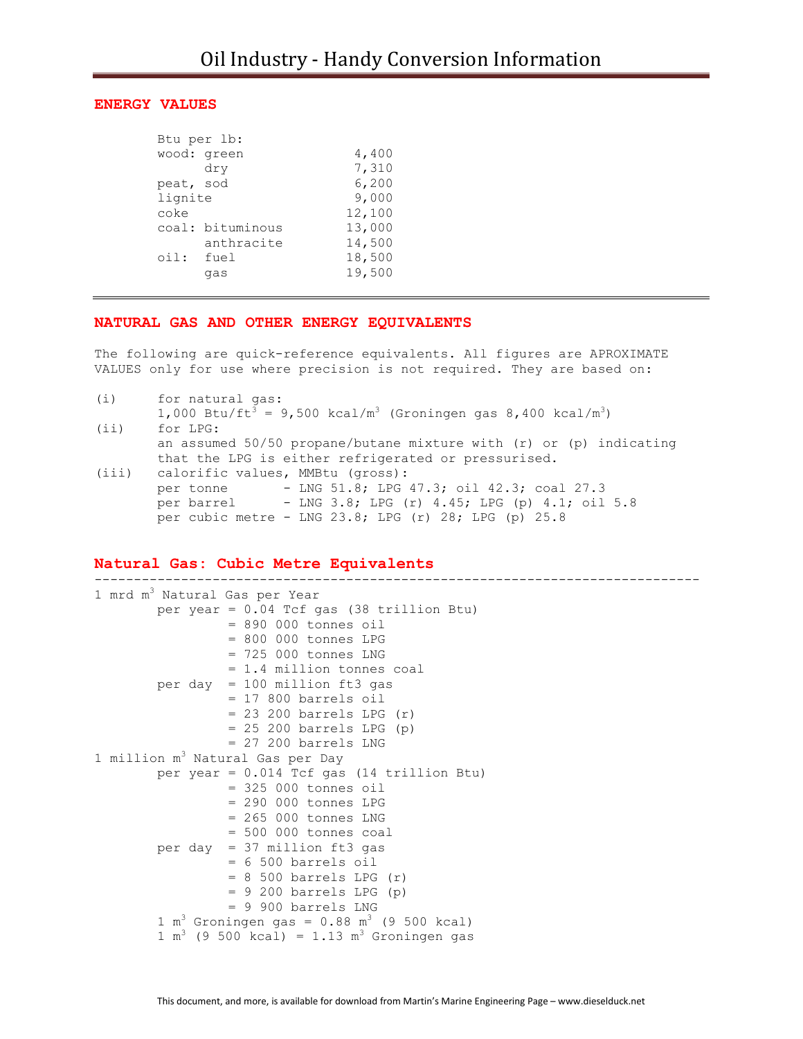# Oil Industry - Handy Conversion Information

## ENERGY VALUES

| Btu per lb: | |
|---|---|
| wood: green | 4,400 |
| dry | 7,310 |
| peat, sod | 6,200 |
| lignite | 9,000 |
| coke | 12,100 |
| coal: bituminous | 13,000 |
| anthracite | 14,500 |
| oil: fuel | 18,500 |
| gas | 19,500 |

## NATURAL GAS AND OTHER ENERGY EQUIVALENTS

The following are quick-reference equivalents. All figures are APROXIMATE VALUES only for use where precision is not required. They are based on:

(i) for natural gas:
1,000 Btu/ft$^3$ = 9,500 kcal/m$^3$ (Groningen gas 8,400 kcal/m$^3$)

(ii) for LPG:
an assumed 50/50 propane/butane mixture with (r) or (p) indicating that the LPG is either refrigerated or pressurised.

(iii) calorific values, MMBtu (gross):
per tonne - LNG 51.8; LPG 47.3; oil 42.3; coal 27.3
per barrel - LNG 3.8; LPG (r) 4.45; LPG (p) 4.1; oil 5.8
per cubic metre - LNG 23.8; LPG (r) 28; LPG (p) 25.8

## Natural Gas: Cubic Metre Equivalents

**1 mrd m$^3$ Natural Gas per Year**

per year = 0.04 Tcf gas (38 trillion Btu)
= 890 000 tonnes oil
= 800 000 tonnes LPG
= 725 000 tonnes LNG
= 1.4 million tonnes coal

per day = 100 million ft3 gas
= 17 800 barrels oil
= 23 200 barrels LPG (r)
= 25 200 barrels LPG (p)
= 27 200 barrels LNG

**1 million m$^3$ Natural Gas per Day**

per year = 0.014 Tcf gas (14 trillion Btu)
= 325 000 tonnes oil
= 290 000 tonnes LPG
= 265 000 tonnes LNG
= 500 000 tonnes coal

per day = 37 million ft3 gas
= 6 500 barrels oil
= 8 500 barrels LPG (r)
= 9 200 barrels LPG (p)
= 9 900 barrels LNG

1 m$^3$ Groningen gas = 0.88 m$^3$ (9 500 kcal)
1 m$^3$ (9 500 kcal) = 1.13 m$^3$ Groningen gas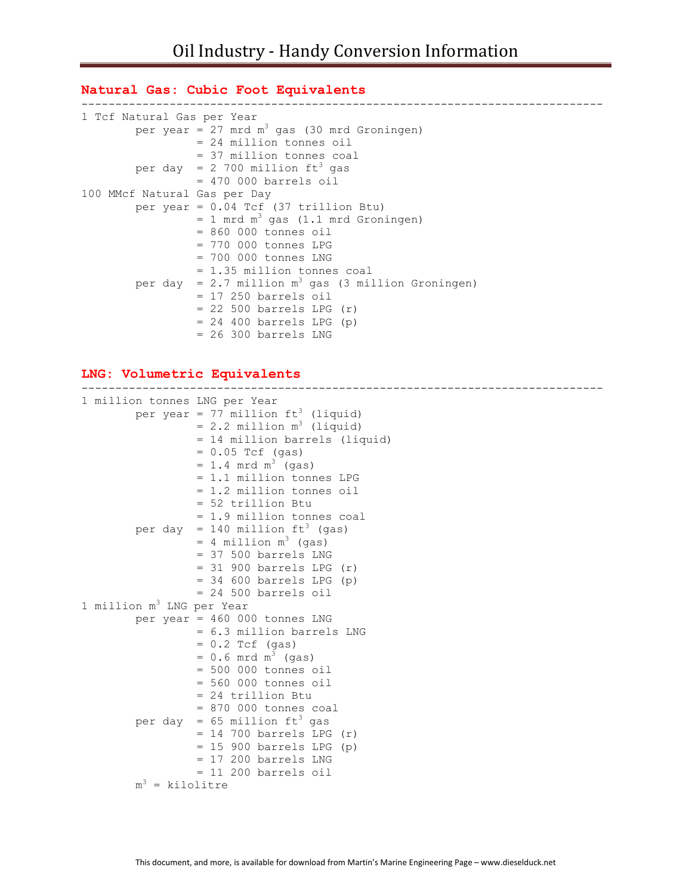# Oil Industry - Handy Conversion Information

## Natural Gas: Cubic Foot Equivalents

1 Tcf Natural Gas per Year
- per year = 27 mrd $m^3$ gas (30 mrd Groningen)
  - = 24 million tonnes oil
  - = 37 million tonnes coal
- per day = 2 700 million $ft^3$ gas
  - = 470 000 barrels oil

100 MMcf Natural Gas per Day
- per year = 0.04 Tcf (37 trillion Btu)
  - = 1 mrd $m^3$ gas (1.1 mrd Groningen)
  - = 860 000 tonnes oil
  - = 770 000 tonnes LPG
  - = 700 000 tonnes LNG
  - = 1.35 million tonnes coal
- per day = 2.7 million $m^3$ gas (3 million Groningen)
  - = 17 250 barrels oil
  - = 22 500 barrels LPG (r)
  - = 24 400 barrels LPG (p)
  - = 26 300 barrels LNG

## LNG: Volumetric Equivalents

1 million tonnes LNG per Year
- per year = 77 million $ft^3$ (liquid)
  - = 2.2 million $m^3$ (liquid)
  - = 14 million barrels (liquid)
  - = 0.05 Tcf (gas)
  - = 1.4 mrd $m^3$ (gas)
  - = 1.1 million tonnes LPG
  - = 1.2 million tonnes oil
  - = 52 trillion Btu
  - = 1.9 million tonnes coal
- per day = 140 million $ft^3$ (gas)
  - = 4 million $m^3$ (gas)
  - = 37 500 barrels LNG
  - = 31 900 barrels LPG (r)
  - = 34 600 barrels LPG (p)
  - = 24 500 barrels oil

1 million $m^3$ LNG per Year
- per year = 460 000 tonnes LNG
  - = 6.3 million barrels LNG
  - = 0.2 Tcf (gas)
  - = 0.6 mrd $m^3$ (gas)
  - = 500 000 tonnes oil
  - = 560 000 tonnes oil
  - = 24 trillion Btu
  - = 870 000 tonnes coal
- per day = 65 million $ft^3$ gas
  - = 14 700 barrels LPG (r)
  - = 15 900 barrels LPG (p)
  - = 17 200 barrels LNG
  - = 11 200 barrels oil

$m^3$ = kilolitre

This document, and more, is available for download from Martin's Marine Engineering Page – www.dieselduck.net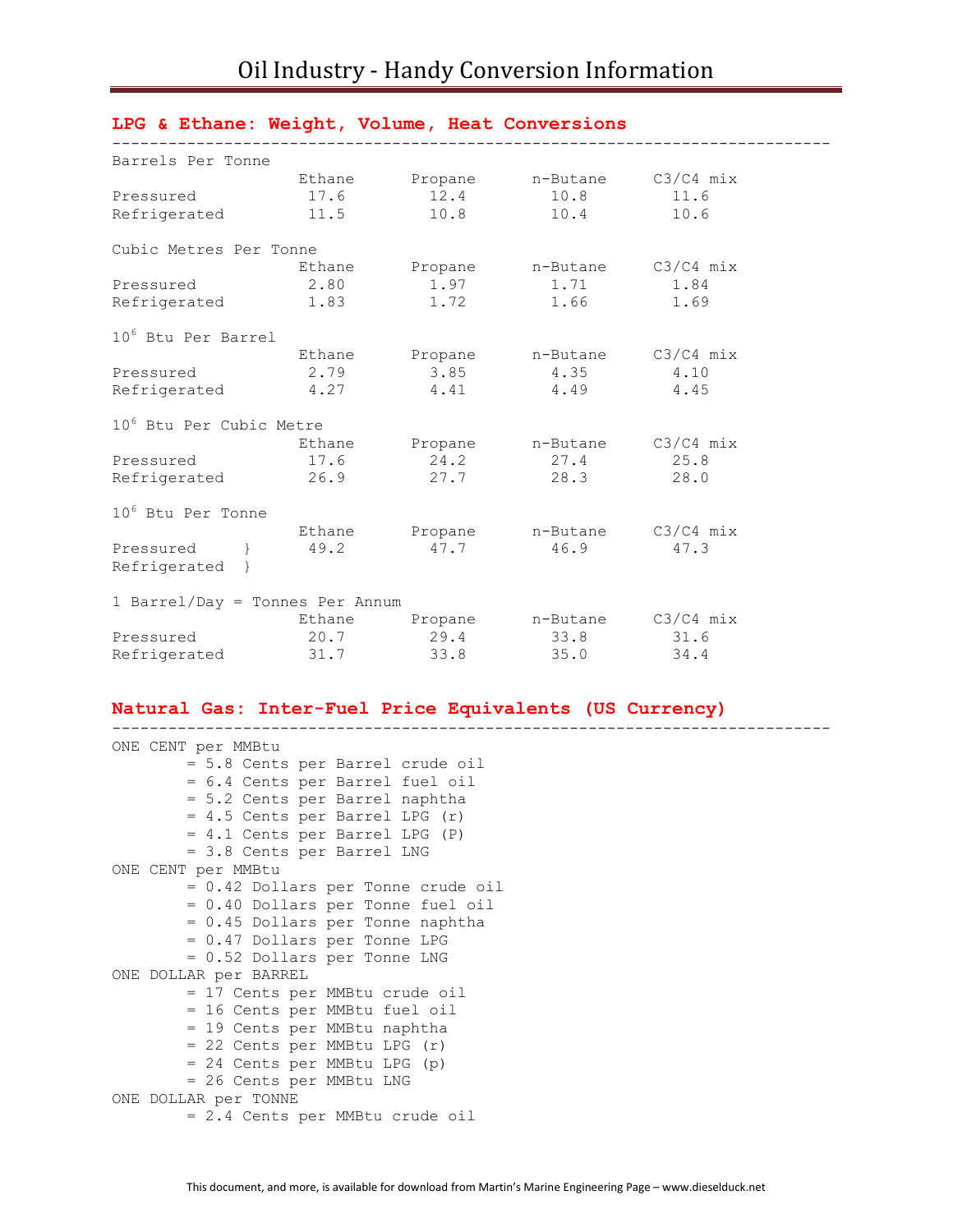# Oil Industry - Handy Conversion Information

## LPG & Ethane: Weight, Volume, Heat Conversions

Barrels Per Tonne

| | Ethane | Propane | n-Butane | C3/C4 mix |
|---|---|---|---|---|
| Pressured | 17.6 | 12.4 | 10.8 | 11.6 |
| Refrigerated | 11.5 | 10.8 | 10.4 | 10.6 |

Cubic Metres Per Tonne

| | Ethane | Propane | n-Butane | C3/C4 mix |
|---|---|---|---|---|
| Pressured | 2.80 | 1.97 | 1.71 | 1.84 |
| Refrigerated | 1.83 | 1.72 | 1.66 | 1.69 |

$10^6$ Btu Per Barrel

| | Ethane | Propane | n-Butane | C3/C4 mix |
|---|---|---|---|---|
| Pressured | 2.79 | 3.85 | 4.35 | 4.10 |
| Refrigerated | 4.27 | 4.41 | 4.49 | 4.45 |

$10^6$ Btu Per Cubic Metre

| | Ethane | Propane | n-Butane | C3/C4 mix |
|---|---|---|---|---|
| Pressured | 17.6 | 24.2 | 27.4 | 25.8 |
| Refrigerated | 26.9 | 27.7 | 28.3 | 28.0 |

$10^6$ Btu Per Tonne

| | Ethane | Propane | n-Butane | C3/C4 mix |
|---|---|---|---|---|
| Pressured } Refrigerated } | 49.2 | 47.7 | 46.9 | 47.3 |

1 Barrel/Day = Tonnes Per Annum

| | Ethane | Propane | n-Butane | C3/C4 mix |
|---|---|---|---|---|
| Pressured | 20.7 | 29.4 | 33.8 | 31.6 |
| Refrigerated | 31.7 | 33.8 | 35.0 | 34.4 |

## Natural Gas: Inter-Fuel Price Equivalents (US Currency)

ONE CENT per MMBtu
- = 5.8 Cents per Barrel crude oil
- = 6.4 Cents per Barrel fuel oil
- = 5.2 Cents per Barrel naphtha
- = 4.5 Cents per Barrel LPG (r)
- = 4.1 Cents per Barrel LPG (P)
- = 3.8 Cents per Barrel LNG

ONE CENT per MMBtu
- = 0.42 Dollars per Tonne crude oil
- = 0.40 Dollars per Tonne fuel oil
- = 0.45 Dollars per Tonne naphtha
- = 0.47 Dollars per Tonne LPG
- = 0.52 Dollars per Tonne LNG

ONE DOLLAR per BARREL
- = 17 Cents per MMBtu crude oil
- = 16 Cents per MMBtu fuel oil
- = 19 Cents per MMBtu naphtha
- = 22 Cents per MMBtu LPG (r)
- = 24 Cents per MMBtu LPG (p)
- = 26 Cents per MMBtu LNG

ONE DOLLAR per TONNE
- = 2.4 Cents per MMBtu crude oil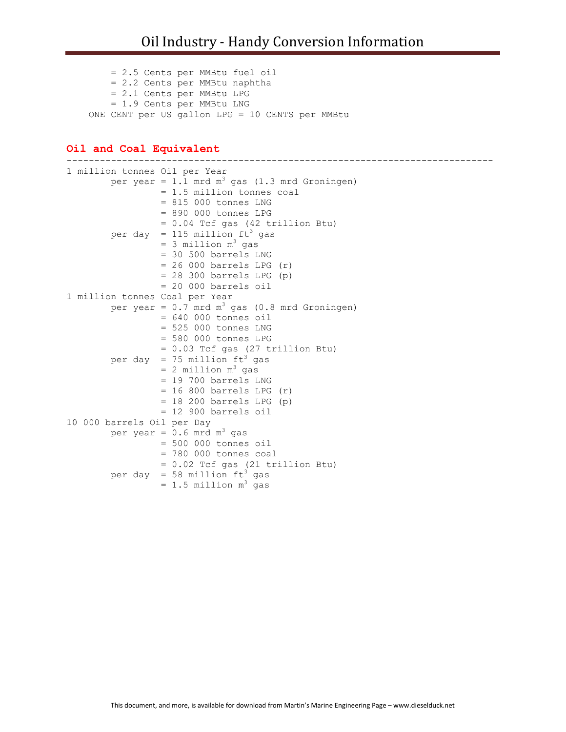```
        = 2.5 Cents per MMBtu fuel oil
        = 2.2 Cents per MMBtu naphtha
        = 2.1 Cents per MMBtu LPG
        = 1.9 Cents per MMBtu LNG
    ONE CENT per US gallon LPG = 10 CENTS per MMBtu
```

## Oil and Coal Equivalent

```
----------------------------------------------------------------------------
1 million tonnes Oil per Year
        per year = 1.1 mrd m3 gas (1.3 mrd Groningen)
                 = 1.5 million tonnes coal
                 = 815 000 tonnes LNG
                 = 890 000 tonnes LPG
                 = 0.04 Tcf gas (42 trillion Btu)
        per day  = 115 million ft3 gas
                 = 3 million m3 gas
                 = 30 500 barrels LNG
                 = 26 000 barrels LPG (r)
                 = 28 300 barrels LPG (p)
                 = 20 000 barrels oil
1 million tonnes Coal per Year
        per year = 0.7 mrd m3 gas (0.8 mrd Groningen)
                 = 640 000 tonnes oil
                 = 525 000 tonnes LNG
                 = 580 000 tonnes LPG
                 = 0.03 Tcf gas (27 trillion Btu)
        per day  = 75 million ft3 gas
                 = 2 million m3 gas
                 = 19 700 barrels LNG
                 = 16 800 barrels LPG (r)
                 = 18 200 barrels LPG (p)
                 = 12 900 barrels oil
10 000 barrels Oil per Day
        per year = 0.6 mrd m3 gas
                 = 500 000 tonnes oil
                 = 780 000 tonnes coal
                 = 0.02 Tcf gas (21 trillion Btu)
        per day  = 58 million ft3 gas
                 = 1.5 million m3 gas
```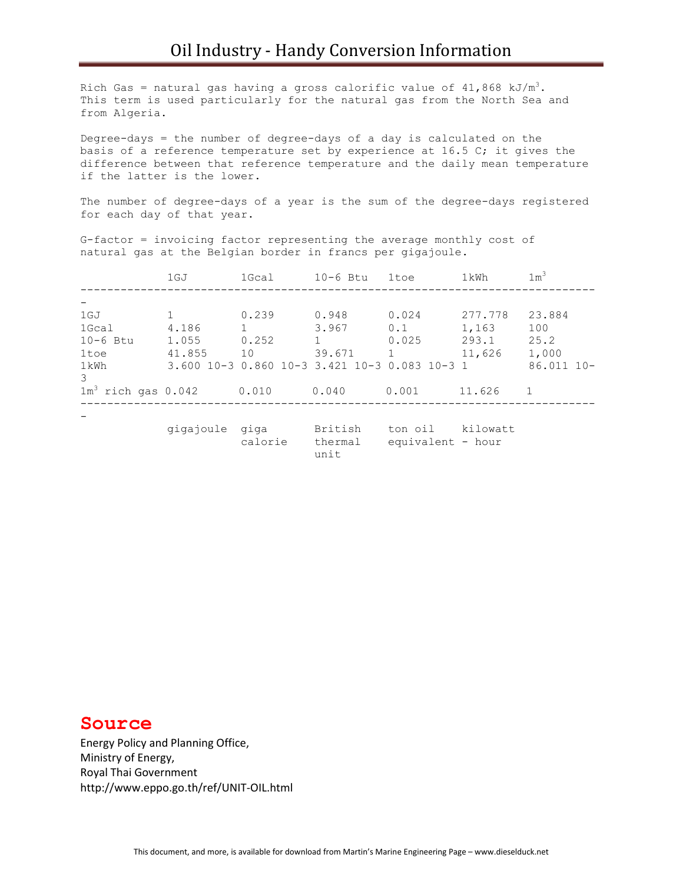# Oil Industry - Handy Conversion Information

Rich Gas = natural gas having a gross calorific value of 41,868 kJ/m$^3$. This term is used particularly for the natural gas from the North Sea and from Algeria.

Degree-days = the number of degree-days of a day is calculated on the basis of a reference temperature set by experience at 16.5 C; it gives the difference between that reference temperature and the daily mean temperature if the latter is the lower.

The number of degree-days of a year is the sum of the degree-days registered for each day of that year.

G-factor = invoicing factor representing the average monthly cost of natural gas at the Belgian border in francs per gigajoule.

| | 1GJ | 1Gcal | 10-6 Btu | 1toe | 1kWh | 1m$^3$ |
|---|---|---|---|---|---|---|
| 1GJ | 1 | 0.239 | 0.948 | 0.024 | 277.778 | 23.884 |
| 1Gcal | 4.186 | 1 | 3.967 | 0.1 | 1,163 | 100 |
| 10-6 Btu | 1.055 | 0.252 | 1 | 0.025 | 293.1 | 25.2 |
| 1toe | 41.855 | 10 | 39.671 | 1 | 11,626 | 1,000 |
| 1kWh | 3.600 10-3 | 0.860 10-3 | 3.421 10-3 | 0.083 10-3 | 1 | 86.011 10-3 |
| 1m$^3$ rich gas | 0.042 | 0.010 | 0.040 | 0.001 | 11.626 | 1 |
| | gigajoule | giga calorie | British thermal unit | ton oil equivalent | kilowatt - hour | |

## Source

Energy Policy and Planning Office,
Ministry of Energy,
Royal Thai Government
http://www.eppo.go.th/ref/UNIT-OIL.html